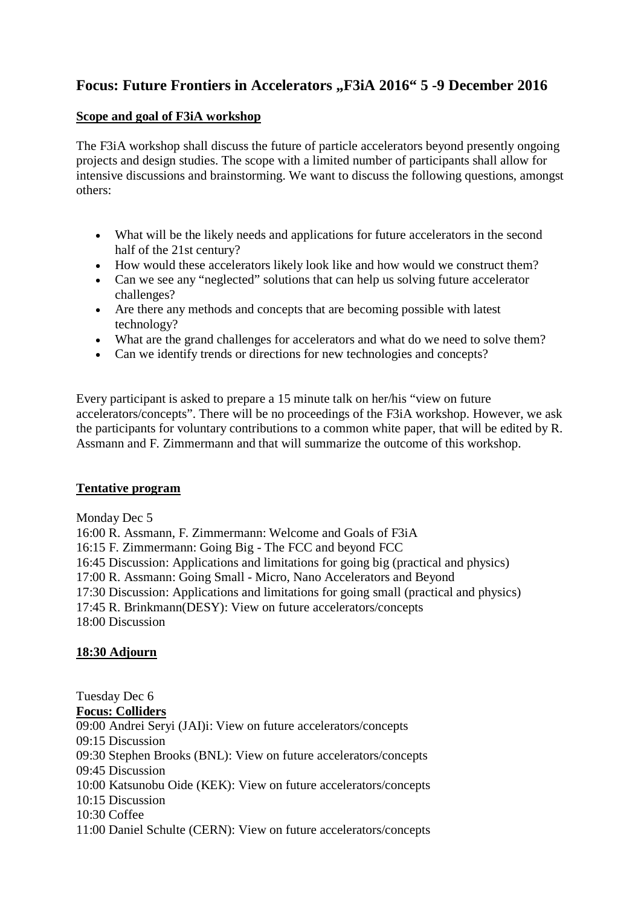# Focus: Future Frontiers in Accelerators „F3iA 2016" 5 -9 December 2016

## Scope and goal of F3iA workshop

The F3iA workshop shall discuss the future of particle accelerators beyond presently ongoing projects and design studies. The scope with a limited number of participants shall allow for intensive discussions and brainstorming. We want to discuss the following questions, amongst others:

- What will be the likely needs and applications for future accelerators in the second half of the 21st century?
- How would these accelerators likely look like and how would we construct them?
- Can we see any "neglected" solutions that can help us solving future accelerator challenges?
- Are there any methods and concepts that are becoming possible with latest technology?
- What are the grand challenges for accelerators and what do we need to solve them?
- Can we identify trends or directions for new technologies and concepts?

Every participant is asked to prepare a 15 minute talk on her/his "view on future accelerators/concepts". There will be no proceedings of the F3iA workshop. However, we ask the participants for voluntary contributions to a common white paper, that will be edited by R. Assmann and F. Zimmermann and that will summarize the outcome of this workshop.

## Tentative program

Monday Dec 5
16:00 R. Assmann, F. Zimmermann: Welcome and Goals of F3iA
16:15 F. Zimmermann: Going Big - The FCC and beyond FCC
16:45 Discussion: Applications and limitations for going big (practical and physics)
17:00 R. Assmann: Going Small - Micro, Nano Accelerators and Beyond
17:30 Discussion: Applications and limitations for going small (practical and physics)
17:45 R. Brinkmann(DESY): View on future accelerators/concepts
18:00 Discussion

**18:30 Adjourn**

Tuesday Dec 6
**Focus: Colliders**
09:00 Andrei Seryi (JAI)i: View on future accelerators/concepts
09:15 Discussion
09:30 Stephen Brooks (BNL): View on future accelerators/concepts
09:45 Discussion
10:00 Katsunobu Oide (KEK): View on future accelerators/concepts
10:15 Discussion
10:30 Coffee
11:00 Daniel Schulte (CERN): View on future accelerators/concepts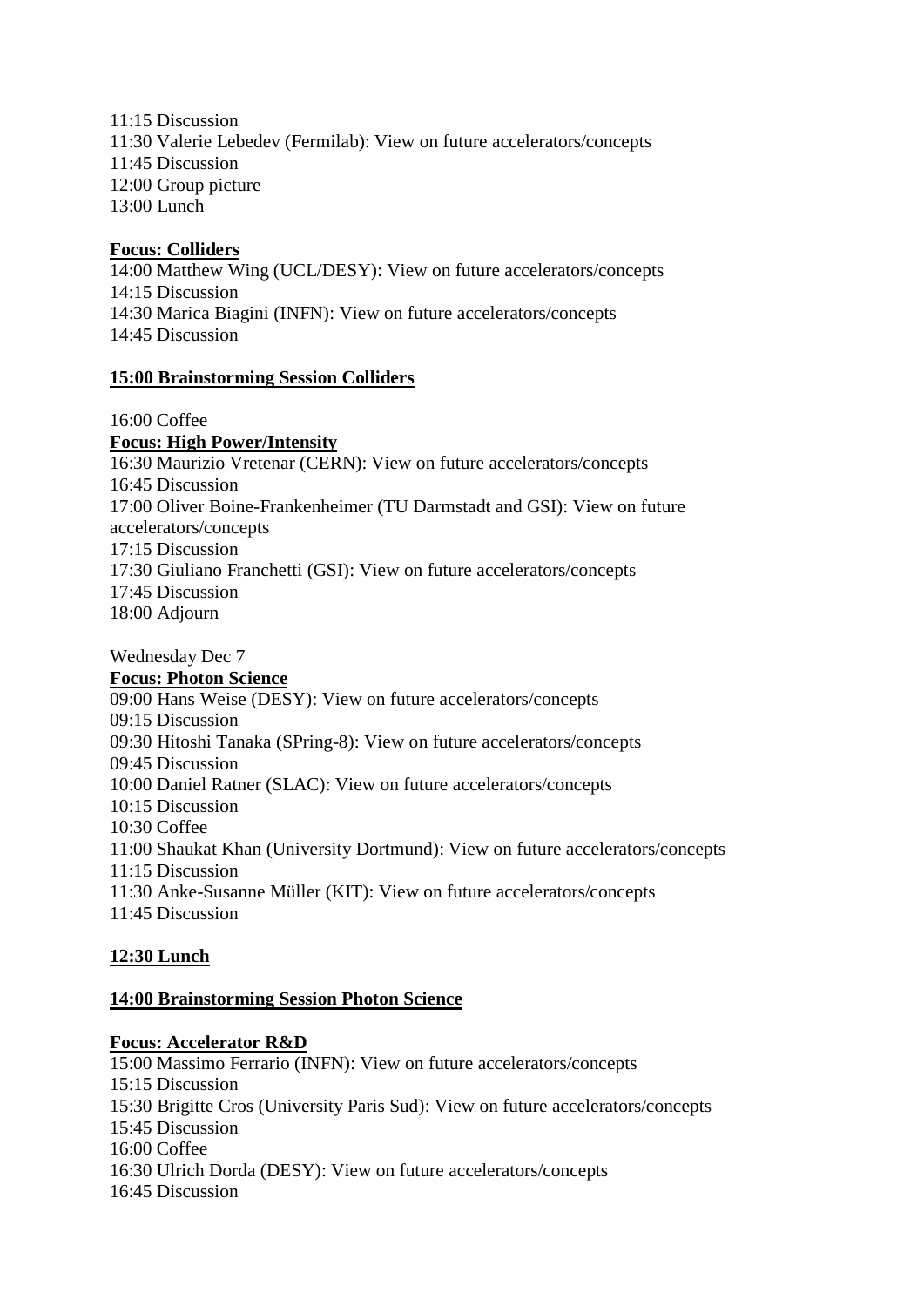11:15 Discussion
11:30 Valerie Lebedev (Fermilab): View on future accelerators/concepts
11:45 Discussion
12:00 Group picture
13:00 Lunch

**Focus: Colliders**
14:00 Matthew Wing (UCL/DESY): View on future accelerators/concepts
14:15 Discussion
14:30 Marica Biagini (INFN): View on future accelerators/concepts
14:45 Discussion

**15:00 Brainstorming Session Colliders**

16:00 Coffee
**Focus: High Power/Intensity**
16:30 Maurizio Vretenar (CERN): View on future accelerators/concepts
16:45 Discussion
17:00 Oliver Boine-Frankenheimer (TU Darmstadt and GSI): View on future accelerators/concepts
17:15 Discussion
17:30 Giuliano Franchetti (GSI): View on future accelerators/concepts
17:45 Discussion
18:00 Adjourn

Wednesday Dec 7
**Focus: Photon Science**
09:00 Hans Weise (DESY): View on future accelerators/concepts
09:15 Discussion
09:30 Hitoshi Tanaka (SPring-8): View on future accelerators/concepts
09:45 Discussion
10:00 Daniel Ratner (SLAC): View on future accelerators/concepts
10:15 Discussion
10:30 Coffee
11:00 Shaukat Khan (University Dortmund): View on future accelerators/concepts
11:15 Discussion
11:30 Anke-Susanne Müller (KIT): View on future accelerators/concepts
11:45 Discussion

**12:30 Lunch**

**14:00 Brainstorming Session Photon Science**

**Focus: Accelerator R&D**
15:00 Massimo Ferrario (INFN): View on future accelerators/concepts
15:15 Discussion
15:30 Brigitte Cros (University Paris Sud): View on future accelerators/concepts
15:45 Discussion
16:00 Coffee
16:30 Ulrich Dorda (DESY): View on future accelerators/concepts
16:45 Discussion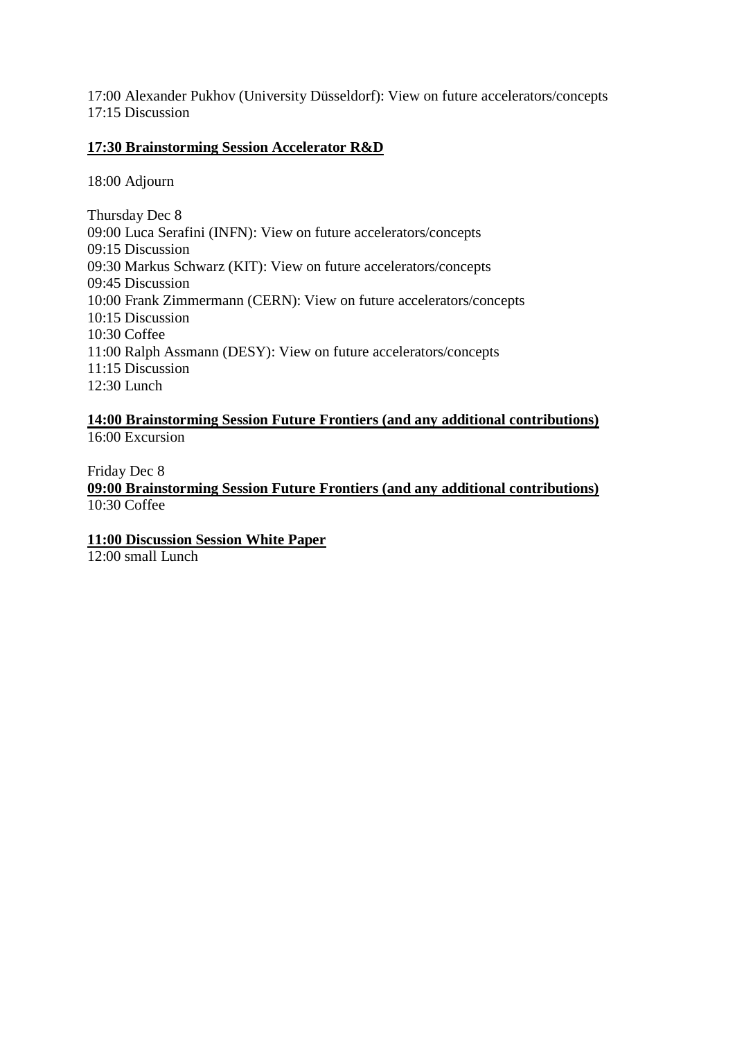17:00 Alexander Pukhov (University Düsseldorf): View on future accelerators/concepts
17:15 Discussion

**17:30 Brainstorming Session Accelerator R&D**

18:00 Adjourn

Thursday Dec 8
09:00 Luca Serafini (INFN): View on future accelerators/concepts
09:15 Discussion
09:30 Markus Schwarz (KIT): View on future accelerators/concepts
09:45 Discussion
10:00 Frank Zimmermann (CERN): View on future accelerators/concepts
10:15 Discussion
10:30 Coffee
11:00 Ralph Assmann (DESY): View on future accelerators/concepts
11:15 Discussion
12:30 Lunch

**14:00 Brainstorming Session Future Frontiers (and any additional contributions)**
16:00 Excursion

Friday Dec 8
**09:00 Brainstorming Session Future Frontiers (and any additional contributions)**
10:30 Coffee

**11:00 Discussion Session White Paper**
12:00 small Lunch